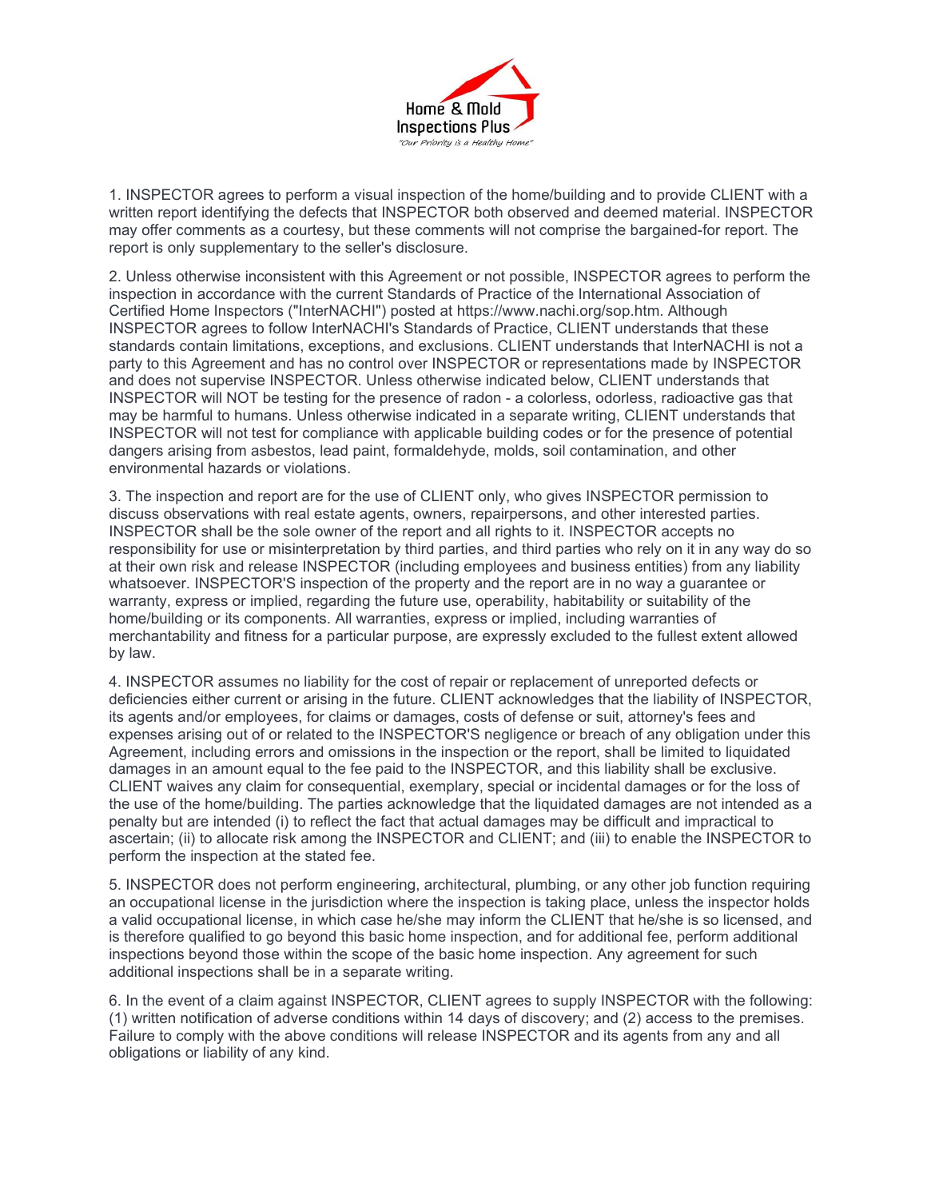Home & Mold Inspections Plus

*"Our Priority is a Healthy Home"*

1. INSPECTOR agrees to perform a visual inspection of the home/building and to provide CLIENT with a written report identifying the defects that INSPECTOR both observed and deemed material. INSPECTOR may offer comments as a courtesy, but these comments will not comprise the bargained-for report. The report is only supplementary to the seller's disclosure.

2. Unless otherwise inconsistent with this Agreement or not possible, INSPECTOR agrees to perform the inspection in accordance with the current Standards of Practice of the International Association of Certified Home Inspectors ("InterNACHI") posted at https://www.nachi.org/sop.htm. Although INSPECTOR agrees to follow InterNACHI's Standards of Practice, CLIENT understands that these standards contain limitations, exceptions, and exclusions. CLIENT understands that InterNACHI is not a party to this Agreement and has no control over INSPECTOR or representations made by INSPECTOR and does not supervise INSPECTOR. Unless otherwise indicated below, CLIENT understands that INSPECTOR will NOT be testing for the presence of radon - a colorless, odorless, radioactive gas that may be harmful to humans. Unless otherwise indicated in a separate writing, CLIENT understands that INSPECTOR will not test for compliance with applicable building codes or for the presence of potential dangers arising from asbestos, lead paint, formaldehyde, molds, soil contamination, and other environmental hazards or violations.

3. The inspection and report are for the use of CLIENT only, who gives INSPECTOR permission to discuss observations with real estate agents, owners, repairpersons, and other interested parties. INSPECTOR shall be the sole owner of the report and all rights to it. INSPECTOR accepts no responsibility for use or misinterpretation by third parties, and third parties who rely on it in any way do so at their own risk and release INSPECTOR (including employees and business entities) from any liability whatsoever. INSPECTOR'S inspection of the property and the report are in no way a guarantee or warranty, express or implied, regarding the future use, operability, habitability or suitability of the home/building or its components. All warranties, express or implied, including warranties of merchantability and fitness for a particular purpose, are expressly excluded to the fullest extent allowed by law.

4. INSPECTOR assumes no liability for the cost of repair or replacement of unreported defects or deficiencies either current or arising in the future. CLIENT acknowledges that the liability of INSPECTOR, its agents and/or employees, for claims or damages, costs of defense or suit, attorney's fees and expenses arising out of or related to the INSPECTOR'S negligence or breach of any obligation under this Agreement, including errors and omissions in the inspection or the report, shall be limited to liquidated damages in an amount equal to the fee paid to the INSPECTOR, and this liability shall be exclusive. CLIENT waives any claim for consequential, exemplary, special or incidental damages or for the loss of the use of the home/building. The parties acknowledge that the liquidated damages are not intended as a penalty but are intended (i) to reflect the fact that actual damages may be difficult and impractical to ascertain; (ii) to allocate risk among the INSPECTOR and CLIENT; and (iii) to enable the INSPECTOR to perform the inspection at the stated fee.

5. INSPECTOR does not perform engineering, architectural, plumbing, or any other job function requiring an occupational license in the jurisdiction where the inspection is taking place, unless the inspector holds a valid occupational license, in which case he/she may inform the CLIENT that he/she is so licensed, and is therefore qualified to go beyond this basic home inspection, and for additional fee, perform additional inspections beyond those within the scope of the basic home inspection. Any agreement for such additional inspections shall be in a separate writing.

6. In the event of a claim against INSPECTOR, CLIENT agrees to supply INSPECTOR with the following: (1) written notification of adverse conditions within 14 days of discovery; and (2) access to the premises. Failure to comply with the above conditions will release INSPECTOR and its agents from any and all obligations or liability of any kind.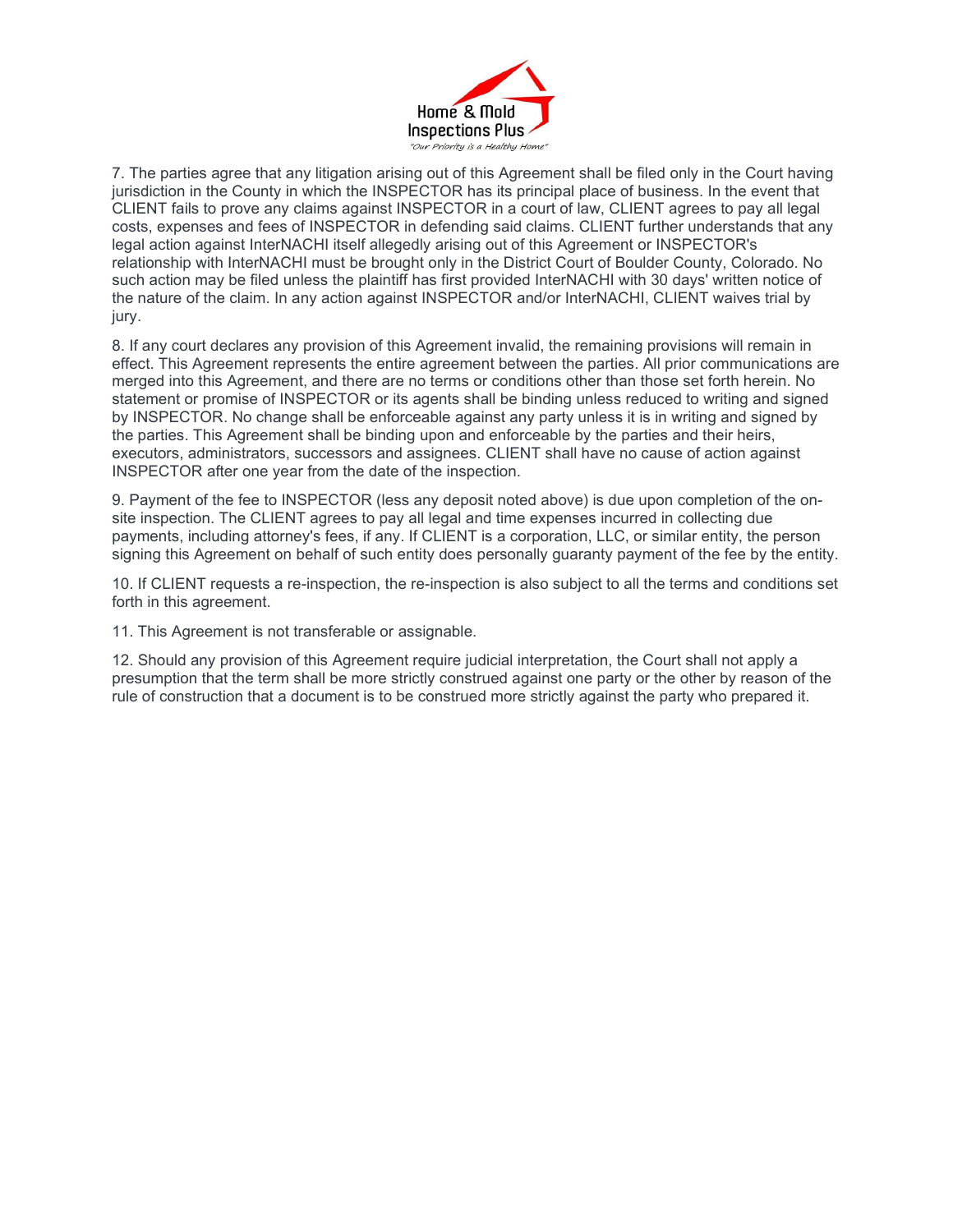7. The parties agree that any litigation arising out of this Agreement shall be filed only in the Court having jurisdiction in the County in which the INSPECTOR has its principal place of business. In the event that CLIENT fails to prove any claims against INSPECTOR in a court of law, CLIENT agrees to pay all legal costs, expenses and fees of INSPECTOR in defending said claims. CLIENT further understands that any legal action against InterNACHI itself allegedly arising out of this Agreement or INSPECTOR's relationship with InterNACHI must be brought only in the District Court of Boulder County, Colorado. No such action may be filed unless the plaintiff has first provided InterNACHI with 30 days' written notice of the nature of the claim. In any action against INSPECTOR and/or InterNACHI, CLIENT waives trial by jury.

8. If any court declares any provision of this Agreement invalid, the remaining provisions will remain in effect. This Agreement represents the entire agreement between the parties. All prior communications are merged into this Agreement, and there are no terms or conditions other than those set forth herein. No statement or promise of INSPECTOR or its agents shall be binding unless reduced to writing and signed by INSPECTOR. No change shall be enforceable against any party unless it is in writing and signed by the parties. This Agreement shall be binding upon and enforceable by the parties and their heirs, executors, administrators, successors and assignees. CLIENT shall have no cause of action against INSPECTOR after one year from the date of the inspection.

9. Payment of the fee to INSPECTOR (less any deposit noted above) is due upon completion of the on-site inspection. The CLIENT agrees to pay all legal and time expenses incurred in collecting due payments, including attorney's fees, if any. If CLIENT is a corporation, LLC, or similar entity, the person signing this Agreement on behalf of such entity does personally guaranty payment of the fee by the entity.

10. If CLIENT requests a re-inspection, the re-inspection is also subject to all the terms and conditions set forth in this agreement.

11. This Agreement is not transferable or assignable.

12. Should any provision of this Agreement require judicial interpretation, the Court shall not apply a presumption that the term shall be more strictly construed against one party or the other by reason of the rule of construction that a document is to be construed more strictly against the party who prepared it.